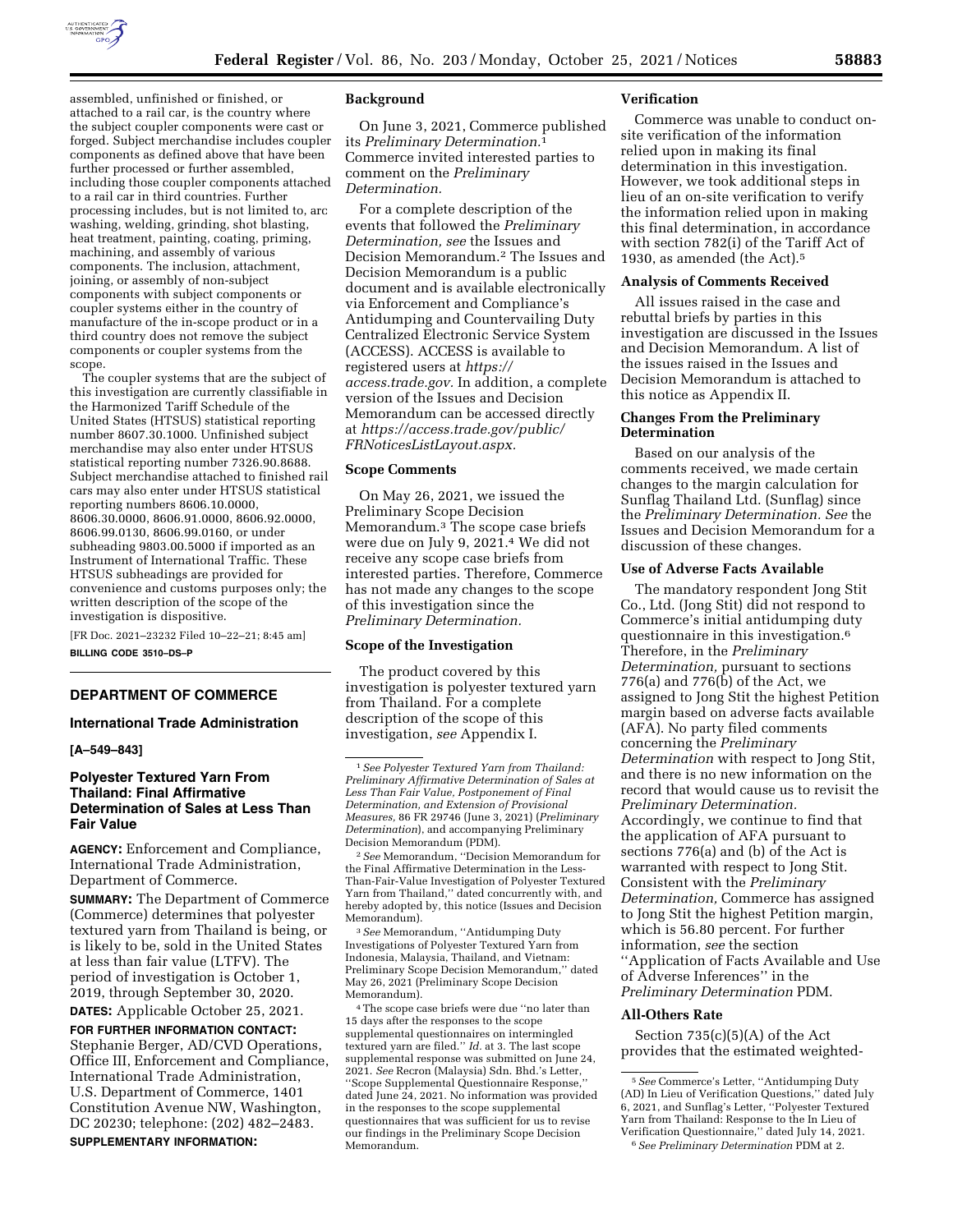assembled, unfinished or finished, or attached to a rail car, is the country where the subject coupler components were cast or forged. Subject merchandise includes coupler components as defined above that have been further processed or further assembled, including those coupler components attached to a rail car in third countries. Further processing includes, but is not limited to, arc washing, welding, grinding, shot blasting, heat treatment, painting, coating, priming, machining, and assembly of various components. The inclusion, attachment, joining, or assembly of non-subject components with subject components or coupler systems either in the country of manufacture of the in-scope product or in a third country does not remove the subject components or coupler systems from the scope.

The coupler systems that are the subject of this investigation are currently classifiable in the Harmonized Tariff Schedule of the United States (HTSUS) statistical reporting number 8607.30.1000. Unfinished subject merchandise may also enter under HTSUS statistical reporting number 7326.90.8688. Subject merchandise attached to finished rail cars may also enter under HTSUS statistical reporting numbers 8606.10.0000, 8606.30.0000, 8606.91.0000, 8606.92.0000, 8606.99.0130, 8606.99.0160, or under subheading 9803.00.5000 if imported as an Instrument of International Traffic. These HTSUS subheadings are provided for convenience and customs purposes only; the written description of the scope of the investigation is dispositive.

[FR Doc. 2021–23232 Filed 10–22–21; 8:45 am]

**BILLING CODE 3510–DS–P**

## DEPARTMENT OF COMMERCE

### International Trade Administration

**[A–549–843]**

### Polyester Textured Yarn From Thailand: Final Affirmative Determination of Sales at Less Than Fair Value

**AGENCY:** Enforcement and Compliance, International Trade Administration, Department of Commerce.

**SUMMARY:** The Department of Commerce (Commerce) determines that polyester textured yarn from Thailand is being, or is likely to be, sold in the United States at less than fair value (LTFV). The period of investigation is October 1, 2019, through September 30, 2020.

**DATES:** Applicable October 25, 2021.

**FOR FURTHER INFORMATION CONTACT:** Stephanie Berger, AD/CVD Operations, Office III, Enforcement and Compliance, International Trade Administration, U.S. Department of Commerce, 1401 Constitution Avenue NW, Washington, DC 20230; telephone: (202) 482–2483.

**SUPPLEMENTARY INFORMATION:**

**Background**

On June 3, 2021, Commerce published its *Preliminary Determination.*[1] Commerce invited interested parties to comment on the *Preliminary Determination.*

For a complete description of the events that followed the *Preliminary Determination, see* the Issues and Decision Memorandum.[2] The Issues and Decision Memorandum is a public document and is available electronically via Enforcement and Compliance's Antidumping and Countervailing Duty Centralized Electronic Service System (ACCESS). ACCESS is available to registered users at *https://access.trade.gov.* In addition, a complete version of the Issues and Decision Memorandum can be accessed directly at *https://access.trade.gov/public/FRNoticesListLayout.aspx.*

**Scope Comments**

On May 26, 2021, we issued the Preliminary Scope Decision Memorandum.[3] The scope case briefs were due on July 9, 2021.[4] We did not receive any scope case briefs from interested parties. Therefore, Commerce has not made any changes to the scope of this investigation since the *Preliminary Determination.*

**Scope of the Investigation**

The product covered by this investigation is polyester textured yarn from Thailand. For a complete description of the scope of this investigation, *see* Appendix I.

**Verification**

Commerce was unable to conduct on-site verification of the information relied upon in making its final determination in this investigation. However, we took additional steps in lieu of an on-site verification to verify the information relied upon in making this final determination, in accordance with section 782(i) of the Tariff Act of 1930, as amended (the Act).[5]

**Analysis of Comments Received**

All issues raised in the case and rebuttal briefs by parties in this investigation are discussed in the Issues and Decision Memorandum. A list of the issues raised in the Issues and Decision Memorandum is attached to this notice as Appendix II.

**Changes From the Preliminary Determination**

Based on our analysis of the comments received, we made certain changes to the margin calculation for Sunflag Thailand Ltd. (Sunflag) since the *Preliminary Determination. See* the Issues and Decision Memorandum for a discussion of these changes.

**Use of Adverse Facts Available**

The mandatory respondent Jong Stit Co., Ltd. (Jong Stit) did not respond to Commerce's initial antidumping duty questionnaire in this investigation.[6] Therefore, in the *Preliminary Determination,* pursuant to sections 776(a) and 776(b) of the Act, we assigned to Jong Stit the highest Petition margin based on adverse facts available (AFA). No party filed comments concerning the *Preliminary Determination* with respect to Jong Stit, and there is no new information on the record that would cause us to revisit the *Preliminary Determination.* Accordingly, we continue to find that the application of AFA pursuant to sections 776(a) and (b) of the Act is warranted with respect to Jong Stit. Consistent with the *Preliminary Determination,* Commerce has assigned to Jong Stit the highest Petition margin, which is 56.80 percent. For further information, *see* the section "Application of Facts Available and Use of Adverse Inferences" in the *Preliminary Determination* PDM.

**All-Others Rate**

Section 735(c)(5)(A) of the Act provides that the estimated weighted-

---

[1] *See Polyester Textured Yarn from Thailand: Preliminary Affirmative Determination of Sales at Less Than Fair Value, Postponement of Final Determination, and Extension of Provisional Measures,* 86 FR 29746 (June 3, 2021) (*Preliminary Determination*), and accompanying Preliminary Decision Memorandum (PDM).

[2] *See* Memorandum, "Decision Memorandum for the Final Affirmative Determination in the Less-Than-Fair-Value Investigation of Polyester Textured Yarn from Thailand," dated concurrently with, and hereby adopted by, this notice (Issues and Decision Memorandum).

[3] *See* Memorandum, "Antidumping Duty Investigations of Polyester Textured Yarn from Indonesia, Malaysia, Thailand, and Vietnam: Preliminary Scope Decision Memorandum," dated May 26, 2021 (Preliminary Scope Decision Memorandum).

[4] The scope case briefs were due "no later than 15 days after the responses to the scope supplemental questionnaires on intermingled textured yarn are filed." *Id.* at 3. The last scope supplemental response was submitted on June 24, 2021. *See* Recron (Malaysia) Sdn. Bhd.'s Letter, "Scope Supplemental Questionnaire Response," dated June 24, 2021. No information was provided in the responses to the scope supplemental questionnaires that was sufficient for us to revise our findings in the Preliminary Scope Decision Memorandum.

[5] *See* Commerce's Letter, "Antidumping Duty (AD) In Lieu of Verification Questions," dated July 6, 2021, and Sunflag's Letter, "Polyester Textured Yarn from Thailand: Response to the In Lieu of Verification Questionnaire," dated July 14, 2021.

[6] *See Preliminary Determination* PDM at 2.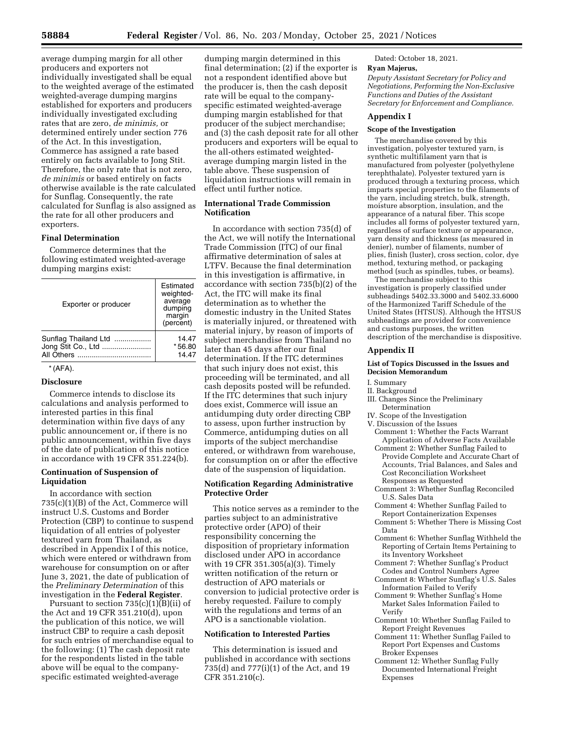average dumping margin for all other producers and exporters not individually investigated shall be equal to the weighted average of the estimated weighted-average dumping margins established for exporters and producers individually investigated excluding rates that are zero, *de minimis,* or determined entirely under section 776 of the Act. In this investigation, Commerce has assigned a rate based entirely on facts available to Jong Stit. Therefore, the only rate that is not zero, *de minimis* or based entirely on facts otherwise available is the rate calculated for Sunflag. Consequently, the rate calculated for Sunflag is also assigned as the rate for all other producers and exporters.

### Final Determination

Commerce determines that the following estimated weighted-average dumping margins exist:

| Exporter or producer | Estimated weighted-average dumping margin (percent) |
|---|---|
| Sunflag Thailand Ltd | 14.47 |
| Jong Stit Co., Ltd | *56.80 |
| All Others | 14.47 |

* (AFA).

### Disclosure

Commerce intends to disclose its calculations and analysis performed to interested parties in this final determination within five days of any public announcement or, if there is no public announcement, within five days of the date of publication of this notice in accordance with 19 CFR 351.224(b).

### Continuation of Suspension of Liquidation

In accordance with section 735(c)(1)(B) of the Act, Commerce will instruct U.S. Customs and Border Protection (CBP) to continue to suspend liquidation of all entries of polyester textured yarn from Thailand, as described in Appendix I of this notice, which were entered or withdrawn from warehouse for consumption on or after June 3, 2021, the date of publication of the *Preliminary Determination* of this investigation in the **Federal Register**.

Pursuant to section 735(c)(1)(B)(ii) of the Act and 19 CFR 351.210(d), upon the publication of this notice, we will instruct CBP to require a cash deposit for such entries of merchandise equal to the following: (1) The cash deposit rate for the respondents listed in the table above will be equal to the company-specific estimated weighted-average dumping margin determined in this final determination; (2) if the exporter is not a respondent identified above but the producer is, then the cash deposit rate will be equal to the company-specific estimated weighted-average dumping margin established for that producer of the subject merchandise; and (3) the cash deposit rate for all other producers and exporters will be equal to the all-others estimated weighted-average dumping margin listed in the table above. These suspension of liquidation instructions will remain in effect until further notice.

### International Trade Commission Notification

In accordance with section 735(d) of the Act, we will notify the International Trade Commission (ITC) of our final affirmative determination of sales at LTFV. Because the final determination in this investigation is affirmative, in accordance with section 735(b)(2) of the Act, the ITC will make its final determination as to whether the domestic industry in the United States is materially injured, or threatened with material injury, by reason of imports of subject merchandise from Thailand no later than 45 days after our final determination. If the ITC determines that such injury does not exist, this proceeding will be terminated, and all cash deposits posted will be refunded. If the ITC determines that such injury does exist, Commerce will issue an antidumping duty order directing CBP to assess, upon further instruction by Commerce, antidumping duties on all imports of the subject merchandise entered, or withdrawn from warehouse, for consumption on or after the effective date of the suspension of liquidation.

### Notification Regarding Administrative Protective Order

This notice serves as a reminder to the parties subject to an administrative protective order (APO) of their responsibility concerning the disposition of proprietary information disclosed under APO in accordance with 19 CFR 351.305(a)(3). Timely written notification of the return or destruction of APO materials or conversion to judicial protective order is hereby requested. Failure to comply with the regulations and terms of an APO is a sanctionable violation.

### Notification to Interested Parties

This determination is issued and published in accordance with sections 735(d) and 777(i)(1) of the Act, and 19 CFR 351.210(c).

Dated: October 18, 2021.

**Ryan Majerus,**

*Deputy Assistant Secretary for Policy and Negotiations, Performing the Non-Exclusive Functions and Duties of the Assistant Secretary for Enforcement and Compliance.*

## Appendix I

### Scope of the Investigation

The merchandise covered by this investigation, polyester textured yarn, is synthetic multifilament yarn that is manufactured from polyester (polyethylene terephthalate). Polyester textured yarn is produced through a texturing process, which imparts special properties to the filaments of the yarn, including stretch, bulk, strength, moisture absorption, insulation, and the appearance of a natural fiber. This scope includes all forms of polyester textured yarn, regardless of surface texture or appearance, yarn density and thickness (as measured in denier), number of filaments, number of plies, finish (luster), cross section, color, dye method, texturing method, or packaging method (such as spindles, tubes, or beams).

The merchandise subject to this investigation is properly classified under subheadings 5402.33.3000 and 5402.33.6000 of the Harmonized Tariff Schedule of the United States (HTSUS). Although the HTSUS subheadings are provided for convenience and customs purposes, the written description of the merchandise is dispositive.

## Appendix II

### List of Topics Discussed in the Issues and Decision Memorandum

I. Summary
II. Background
III. Changes Since the Preliminary Determination
IV. Scope of the Investigation
V. Discussion of the Issues
- Comment 1: Whether the Facts Warrant Application of Adverse Facts Available
- Comment 2: Whether Sunflag Failed to Provide Complete and Accurate Chart of Accounts, Trial Balances, and Sales and Cost Reconciliation Worksheet Responses as Requested
- Comment 3: Whether Sunflag Reconciled U.S. Sales Data
- Comment 4: Whether Sunflag Failed to Report Containerization Expenses
- Comment 5: Whether There is Missing Cost Data
- Comment 6: Whether Sunflag Withheld the Reporting of Certain Items Pertaining to its Inventory Worksheet
- Comment 7: Whether Sunflag's Product Codes and Control Numbers Agree
- Comment 8: Whether Sunflag's U.S. Sales Information Failed to Verify
- Comment 9: Whether Sunflag's Home Market Sales Information Failed to Verify
- Comment 10: Whether Sunflag Failed to Report Freight Revenues
- Comment 11: Whether Sunflag Failed to Report Port Expenses and Customs Broker Expenses
- Comment 12: Whether Sunflag Fully Documented International Freight Expenses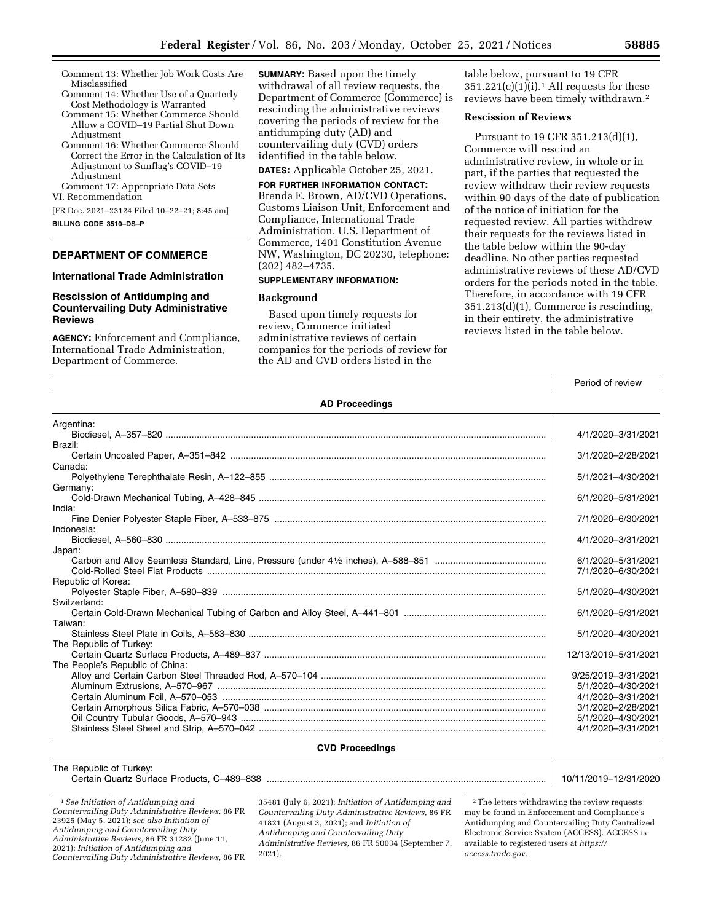Comment 13: Whether Job Work Costs Are Misclassified
Comment 14: Whether Use of a Quarterly Cost Methodology is Warranted
Comment 15: Whether Commerce Should Allow a COVID–19 Partial Shut Down Adjustment
Comment 16: Whether Commerce Should Correct the Error in the Calculation of Its Adjustment to Sunflag's COVID–19 Adjustment
Comment 17: Appropriate Data Sets
VI. Recommendation

[FR Doc. 2021–23124 Filed 10–22–21; 8:45 am]

**BILLING CODE 3510–DS–P**

## DEPARTMENT OF COMMERCE

### International Trade Administration

### Rescission of Antidumping and Countervailing Duty Administrative Reviews

**AGENCY:** Enforcement and Compliance, International Trade Administration, Department of Commerce.

**SUMMARY:** Based upon the timely withdrawal of all review requests, the Department of Commerce (Commerce) is rescinding the administrative reviews covering the periods of review for the antidumping duty (AD) and countervailing duty (CVD) orders identified in the table below.

**DATES:** Applicable October 25, 2021.

**FOR FURTHER INFORMATION CONTACT:** Brenda E. Brown, AD/CVD Operations, Customs Liaison Unit, Enforcement and Compliance, International Trade Administration, U.S. Department of Commerce, 1401 Constitution Avenue NW, Washington, DC 20230, telephone: (202) 482–4735.

**SUPPLEMENTARY INFORMATION:**

**Background**

Based upon timely requests for review, Commerce initiated administrative reviews of certain companies for the periods of review for the AD and CVD orders listed in the table below, pursuant to 19 CFR 351.221(c)(1)(i).[1] All requests for these reviews have been timely withdrawn.[2]

**Rescission of Reviews**

Pursuant to 19 CFR 351.213(d)(1), Commerce will rescind an administrative review, in whole or in part, if the parties that requested the review withdraw their review requests within 90 days of the date of publication of the notice of initiation for the requested review. All parties withdrew their requests for the reviews listed in the table below within the 90-day deadline. No other parties requested administrative reviews of these AD/CVD orders for the periods noted in the table. Therefore, in accordance with 19 CFR 351.213(d)(1), Commerce is rescinding, in their entirety, the administrative reviews listed in the table below.

| | Period of review |
|---|---|
| **AD Proceedings** | |
| Argentina: | |
| Biodiesel, A–357–820 | 4/1/2020–3/31/2021 |
| Brazil: | |
| Certain Uncoated Paper, A–351–842 | 3/1/2020–2/28/2021 |
| Canada: | |
| Polyethylene Terephthalate Resin, A–122–855 | 5/1/2021–4/30/2021 |
| Germany: | |
| Cold-Drawn Mechanical Tubing, A–428–845 | 6/1/2020–5/31/2021 |
| India: | |
| Fine Denier Polyester Staple Fiber, A–533–875 | 7/1/2020–6/30/2021 |
| Indonesia: | |
| Biodiesel, A–560–830 | 4/1/2020–3/31/2021 |
| Japan: | |
| Carbon and Alloy Seamless Standard, Line, Pressure (under 4½ inches), A–588–851 | 6/1/2020–5/31/2021 |
| Cold-Rolled Steel Flat Products | 7/1/2020–6/30/2021 |
| Republic of Korea: | |
| Polyester Staple Fiber, A–580–839 | 5/1/2020–4/30/2021 |
| Switzerland: | |
| Certain Cold-Drawn Mechanical Tubing of Carbon and Alloy Steel, A–441–801 | 6/1/2020–5/31/2021 |
| Taiwan: | |
| Stainless Steel Plate in Coils, A–583–830 | 5/1/2020–4/30/2021 |
| The Republic of Turkey: | |
| Certain Quartz Surface Products, A–489–837 | 12/13/2019–5/31/2021 |
| The People's Republic of China: | |
| Alloy and Certain Carbon Steel Threaded Rod, A–570–104 | 9/25/2019–3/31/2021 |
| Aluminum Extrusions, A–570–967 | 5/1/2020–4/30/2021 |
| Certain Aluminum Foil, A–570–053 | 4/1/2020–3/31/2021 |
| Certain Amorphous Silica Fabric, A–570–038 | 3/1/2020–2/28/2021 |
| Oil Country Tubular Goods, A–570–943 | 5/1/2020–4/30/2021 |
| Stainless Steel Sheet and Strip, A–570–042 | 4/1/2020–3/31/2021 |
| **CVD Proceedings** | |
| The Republic of Turkey: | |
| Certain Quartz Surface Products, C–489–838 | 10/11/2019–12/31/2020 |

[1] *See Initiation of Antidumping and Countervailing Duty Administrative Reviews,* 86 FR 23925 (May 5, 2021); *see also Initiation of Antidumping and Countervailing Duty Administrative Reviews,* 86 FR 31282 (June 11, 2021); *Initiation of Antidumping and Countervailing Duty Administrative Reviews,* 86 FR 35481 (July 6, 2021); *Initiation of Antidumping and Countervailing Duty Administrative Reviews,* 86 FR 41821 (August 3, 2021); and *Initiation of Antidumping and Countervailing Duty Administrative Reviews,* 86 FR 50034 (September 7, 2021).

[2] The letters withdrawing the review requests may be found in Enforcement and Compliance's Antidumping and Countervailing Duty Centralized Electronic Service System (ACCESS). ACCESS is available to registered users at *https://access.trade.gov.*